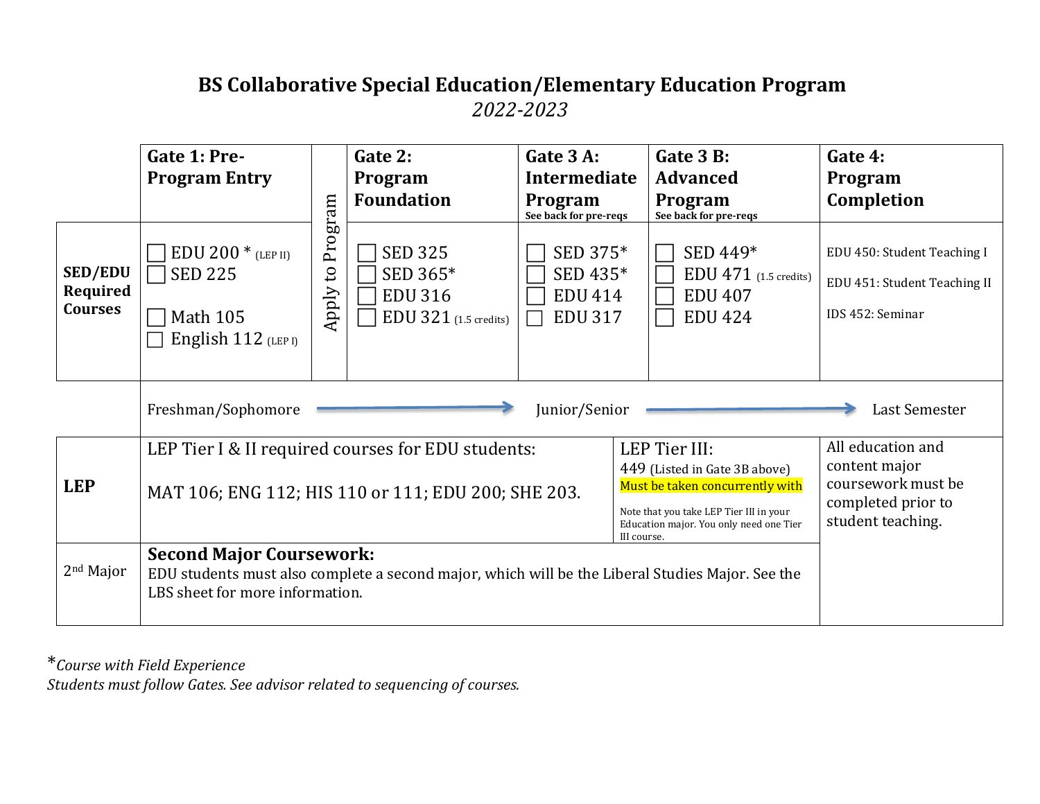# BS Collaborative Special Education/Elementary Education Program

*2022-2023*

| | Gate 1: Pre-Program Entry | Apply to Program | Gate 2: Program Foundation | Gate 3 A: Intermediate Program (See back for pre-reqs) | Gate 3 B: Advanced Program (See back for pre-reqs) | Gate 4: Program Completion |
|---|---|---|---|---|---|---|
| **SED/EDU Required Courses** | ☐ EDU 200 * (LEP II)<br>☐ SED 225<br><br>☐ Math 105<br>☐ English 112 (LEP I) | | ☐ SED 325<br>☐ SED 365*<br>☐ EDU 316<br>☐ EDU 321 (1.5 credits) | ☐ SED 375*<br>☐ SED 435*<br>☐ EDU 414<br>☐ EDU 317 | ☐ SED 449*<br>☐ EDU 471 (1.5 credits)<br>☐ EDU 407<br>☐ EDU 424 | EDU 450: Student Teaching I<br>EDU 451: Student Teaching II<br>IDS 452: Seminar |
| | Freshman/Sophomore → | | | Junior/Senior → | | Last Semester |
| **LEP** | LEP Tier I & II required courses for EDU students:<br><br>MAT 106; ENG 112; HIS 110 or 111; EDU 200; SHE 203. | | | | LEP Tier III:<br>449 (Listed in Gate 3B above)<br>Must be taken concurrently with<br><br>Note that you take LEP Tier III in your Education major. You only need one Tier III course. | All education and content major coursework must be completed prior to student teaching. |
| 2nd Major | **Second Major Coursework:**<br>EDU students must also complete a second major, which will be the Liberal Studies Major. See the LBS sheet for more information. | | | | | |

*\*Course with Field Experience*

*Students must follow Gates. See advisor related to sequencing of courses.*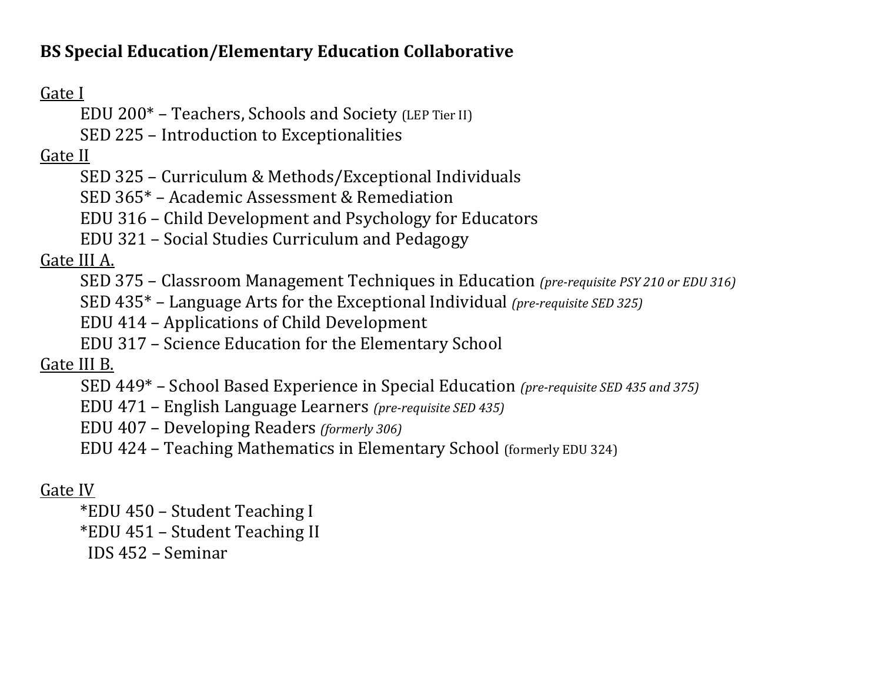**BS Special Education/Elementary Education Collaborative**

Gate I

- EDU 200* – Teachers, Schools and Society (LEP Tier II)
- SED 225 – Introduction to Exceptionalities

Gate II

- SED 325 – Curriculum & Methods/Exceptional Individuals
- SED 365* – Academic Assessment & Remediation
- EDU 316 – Child Development and Psychology for Educators
- EDU 321 – Social Studies Curriculum and Pedagogy

Gate III A.

- SED 375 – Classroom Management Techniques in Education *(pre-requisite PSY 210 or EDU 316)*
- SED 435* – Language Arts for the Exceptional Individual *(pre-requisite SED 325)*
- EDU 414 – Applications of Child Development
- EDU 317 – Science Education for the Elementary School

Gate III B.

- SED 449* – School Based Experience in Special Education *(pre-requisite SED 435 and 375)*
- EDU 471 – English Language Learners *(pre-requisite SED 435)*
- EDU 407 – Developing Readers *(formerly 306)*
- EDU 424 – Teaching Mathematics in Elementary School (formerly EDU 324)

Gate IV

- *EDU 450 – Student Teaching I
- *EDU 451 – Student Teaching II
- IDS 452 – Seminar